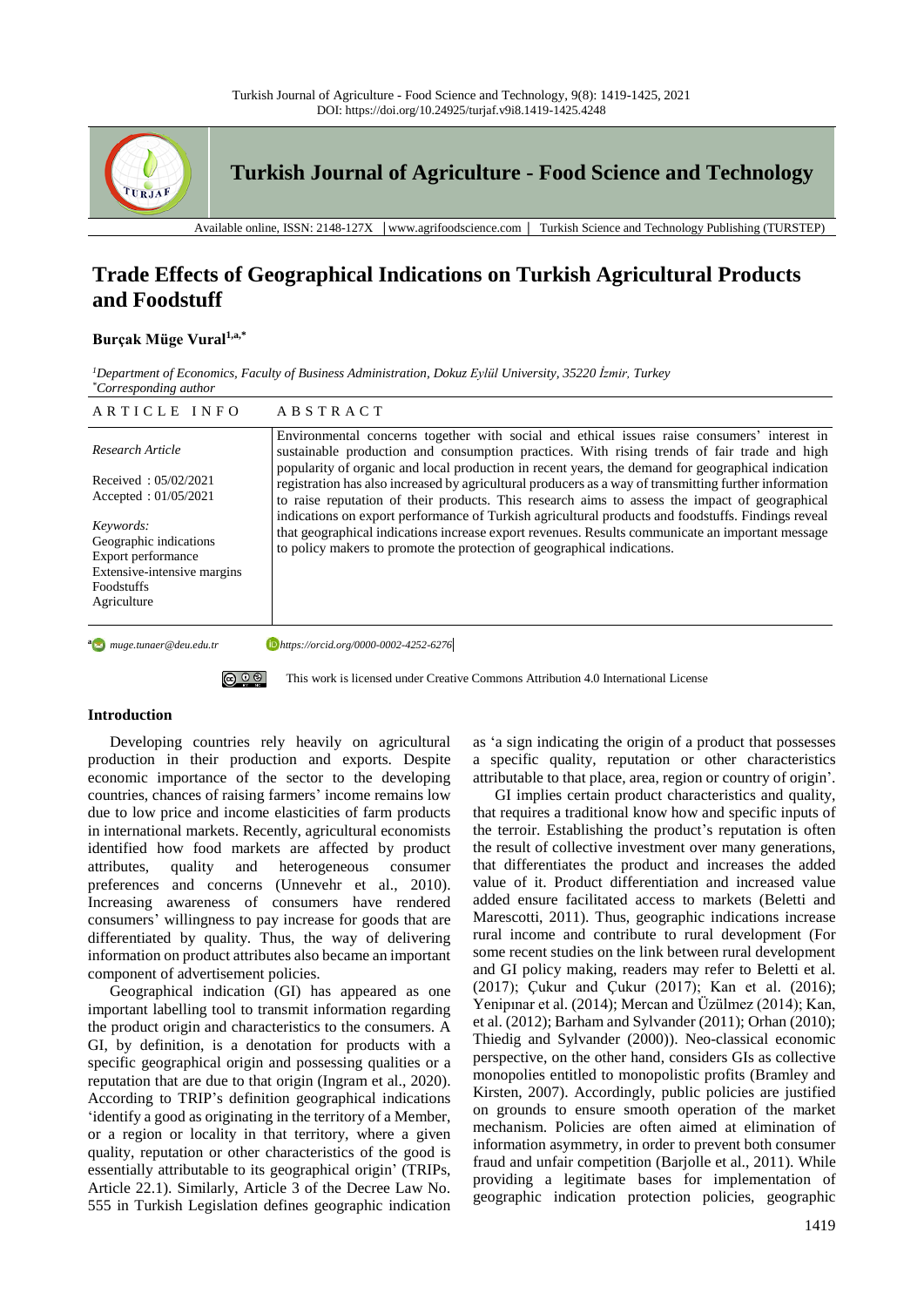# Trade Effects of Geographical Indications on Turkish Agricultural Products and Foodstuff

**Burçak Müge Vural**[1,a,*]

*[1]Department of Economics, Faculty of Business Administration, Dokuz Eylül University, 35220 İzmir, Turkey*
*[*]Corresponding author*

| ARTICLE INFO | ABSTRACT |
|---|---|
| *Research Article*<br><br>Received : 05/02/2021<br>Accepted : 01/05/2021<br><br>*Keywords:*<br>Geographic indications<br>Export performance<br>Extensive-intensive margins<br>Foodstuffs<br>Agriculture | Environmental concerns together with social and ethical issues raise consumers' interest in sustainable production and consumption practices. With rising trends of fair trade and high popularity of organic and local production in recent years, the demand for geographical indication registration has also increased by agricultural producers as a way of transmitting further information to raise reputation of their products. This research aims to assess the impact of geographical indications on export performance of Turkish agricultural products and foodstuffs. Findings reveal that geographical indications increase export revenues. Results communicate an important message to policy makers to promote the protection of geographical indications. |

[a] muge.tunaer@deu.edu.tr https://orcid.org/0000-0002-4252-6276

This work is licensed under Creative Commons Attribution 4.0 International License

## Introduction

Developing countries rely heavily on agricultural production in their production and exports. Despite economic importance of the sector to the developing countries, chances of raising farmers' income remains low due to low price and income elasticities of farm products in international markets. Recently, agricultural economists identified how food markets are affected by product attributes, quality and heterogeneous consumer preferences and concerns (Unnevehr et al., 2010). Increasing awareness of consumers have rendered consumers' willingness to pay increase for goods that are differentiated by quality. Thus, the way of delivering information on product attributes also became an important component of advertisement policies.

Geographical indication (GI) has appeared as one important labelling tool to transmit information regarding the product origin and characteristics to the consumers. A GI, by definition, is a denotation for products with a specific geographical origin and possessing qualities or a reputation that are due to that origin (Ingram et al., 2020). According to TRIP's definition geographical indications 'identify a good as originating in the territory of a Member, or a region or locality in that territory, where a given quality, reputation or other characteristics of the good is essentially attributable to its geographical origin' (TRIPs, Article 22.1). Similarly, Article 3 of the Decree Law No. 555 in Turkish Legislation defines geographic indication as 'a sign indicating the origin of a product that possesses a specific quality, reputation or other characteristics attributable to that place, area, region or country of origin'.

GI implies certain product characteristics and quality, that requires a traditional know how and specific inputs of the terroir. Establishing the product's reputation is often the result of collective investment over many generations, that differentiates the product and increases the added value of it. Product differentiation and increased value added ensure facilitated access to markets (Beletti and Marescotti, 2011). Thus, geographic indications increase rural income and contribute to rural development (For some recent studies on the link between rural development and GI policy making, readers may refer to Beletti et al. (2017); Çukur and Çukur (2017); Kan et al. (2016); Yenipınar et al. (2014); Mercan and Üzülmez (2014); Kan, et al. (2012); Barham and Sylvander (2011); Orhan (2010); Thiedig and Sylvander (2000)). Neo-classical economic perspective, on the other hand, considers GIs as collective monopolies entitled to monopolistic profits (Bramley and Kirsten, 2007). Accordingly, public policies are justified on grounds to ensure smooth operation of the market mechanism. Policies are often aimed at elimination of information asymmetry, in order to prevent both consumer fraud and unfair competition (Barjolle et al., 2011). While providing a legitimate bases for implementation of geographic indication protection policies, geographic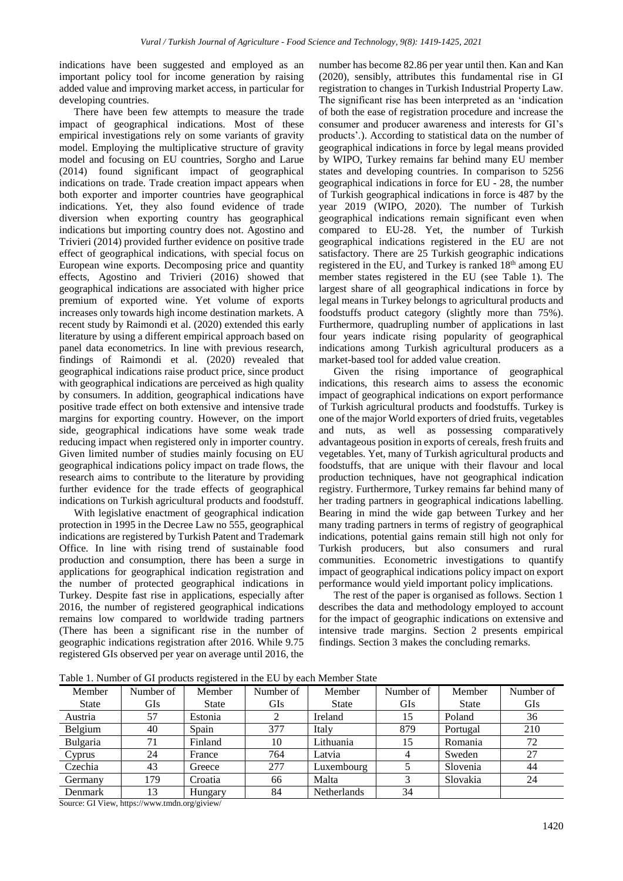indications have been suggested and employed as an important policy tool for income generation by raising added value and improving market access, in particular for developing countries.

There have been few attempts to measure the trade impact of geographical indications. Most of these empirical investigations rely on some variants of gravity model. Employing the multiplicative structure of gravity model and focusing on EU countries, Sorgho and Larue (2014) found significant impact of geographical indications on trade. Trade creation impact appears when both exporter and importer countries have geographical indications. Yet, they also found evidence of trade diversion when exporting country has geographical indications but importing country does not. Agostino and Trivieri (2014) provided further evidence on positive trade effect of geographical indications, with special focus on European wine exports. Decomposing price and quantity effects, Agostino and Trivieri (2016) showed that geographical indications are associated with higher price premium of exported wine. Yet volume of exports increases only towards high income destination markets. A recent study by Raimondi et al. (2020) extended this early literature by using a different empirical approach based on panel data econometrics. In line with previous research, findings of Raimondi et al. (2020) revealed that geographical indications raise product price, since product with geographical indications are perceived as high quality by consumers. In addition, geographical indications have positive trade effect on both extensive and intensive trade margins for exporting country. However, on the import side, geographical indications have some weak trade reducing impact when registered only in importer country. Given limited number of studies mainly focusing on EU geographical indications policy impact on trade flows, the research aims to contribute to the literature by providing further evidence for the trade effects of geographical indications on Turkish agricultural products and foodstuff.

With legislative enactment of geographical indication protection in 1995 in the Decree Law no 555, geographical indications are registered by Turkish Patent and Trademark Office. In line with rising trend of sustainable food production and consumption, there has been a surge in applications for geographical indication registration and the number of protected geographical indications in Turkey. Despite fast rise in applications, especially after 2016, the number of registered geographical indications remains low compared to worldwide trading partners (There has been a significant rise in the number of geographic indications registration after 2016. While 9.75 registered GIs observed per year on average until 2016, the number has become 82.86 per year until then. Kan and Kan (2020), sensibly, attributes this fundamental rise in GI registration to changes in Turkish Industrial Property Law. The significant rise has been interpreted as an 'indication of both the ease of registration procedure and increase the consumer and producer awareness and interests for GI's products'.). According to statistical data on the number of geographical indications in force by legal means provided by WIPO, Turkey remains far behind many EU member states and developing countries. In comparison to 5256 geographical indications in force for EU - 28, the number of Turkish geographical indications in force is 487 by the year 2019 (WIPO, 2020). The number of Turkish geographical indications remain significant even when compared to EU-28. Yet, the number of Turkish geographical indications registered in the EU are not satisfactory. There are 25 Turkish geographic indications registered in the EU, and Turkey is ranked 18th among EU member states registered in the EU (see Table 1). The largest share of all geographical indications in force by legal means in Turkey belongs to agricultural products and foodstuffs product category (slightly more than 75%). Furthermore, quadrupling number of applications in last four years indicate rising popularity of geographical indications among Turkish agricultural producers as a market-based tool for added value creation.

Given the rising importance of geographical indications, this research aims to assess the economic impact of geographical indications on export performance of Turkish agricultural products and foodstuffs. Turkey is one of the major World exporters of dried fruits, vegetables and nuts, as well as possessing comparatively advantageous position in exports of cereals, fresh fruits and vegetables. Yet, many of Turkish agricultural products and foodstuffs, that are unique with their flavour and local production techniques, have not geographical indication registry. Furthermore, Turkey remains far behind many of her trading partners in geographical indications labelling. Bearing in mind the wide gap between Turkey and her many trading partners in terms of registry of geographical indications, potential gains remain still high not only for Turkish producers, but also consumers and rural communities. Econometric investigations to quantify impact of geographical indications policy impact on export performance would yield important policy implications.

The rest of the paper is organised as follows. Section 1 describes the data and methodology employed to account for the impact of geographic indications on extensive and intensive trade margins. Section 2 presents empirical findings. Section 3 makes the concluding remarks.

Table 1. Number of GI products registered in the EU by each Member State

| Member State | Number of GIs | Member State | Number of GIs | Member State | Number of GIs | Member State | Number of GIs |
|---|---|---|---|---|---|---|---|
| Austria | 57 | Estonia | 2 | Ireland | 15 | Poland | 36 |
| Belgium | 40 | Spain | 377 | Italy | 879 | Portugal | 210 |
| Bulgaria | 71 | Finland | 10 | Lithuania | 15 | Romania | 72 |
| Cyprus | 24 | France | 764 | Latvia | 4 | Sweden | 27 |
| Czechia | 43 | Greece | 277 | Luxembourg | 5 | Slovenia | 44 |
| Germany | 179 | Croatia | 66 | Malta | 3 | Slovakia | 24 |
| Denmark | 13 | Hungary | 84 | Netherlands | 34 | | |

Source: GI View, https://www.tmdn.org/giview/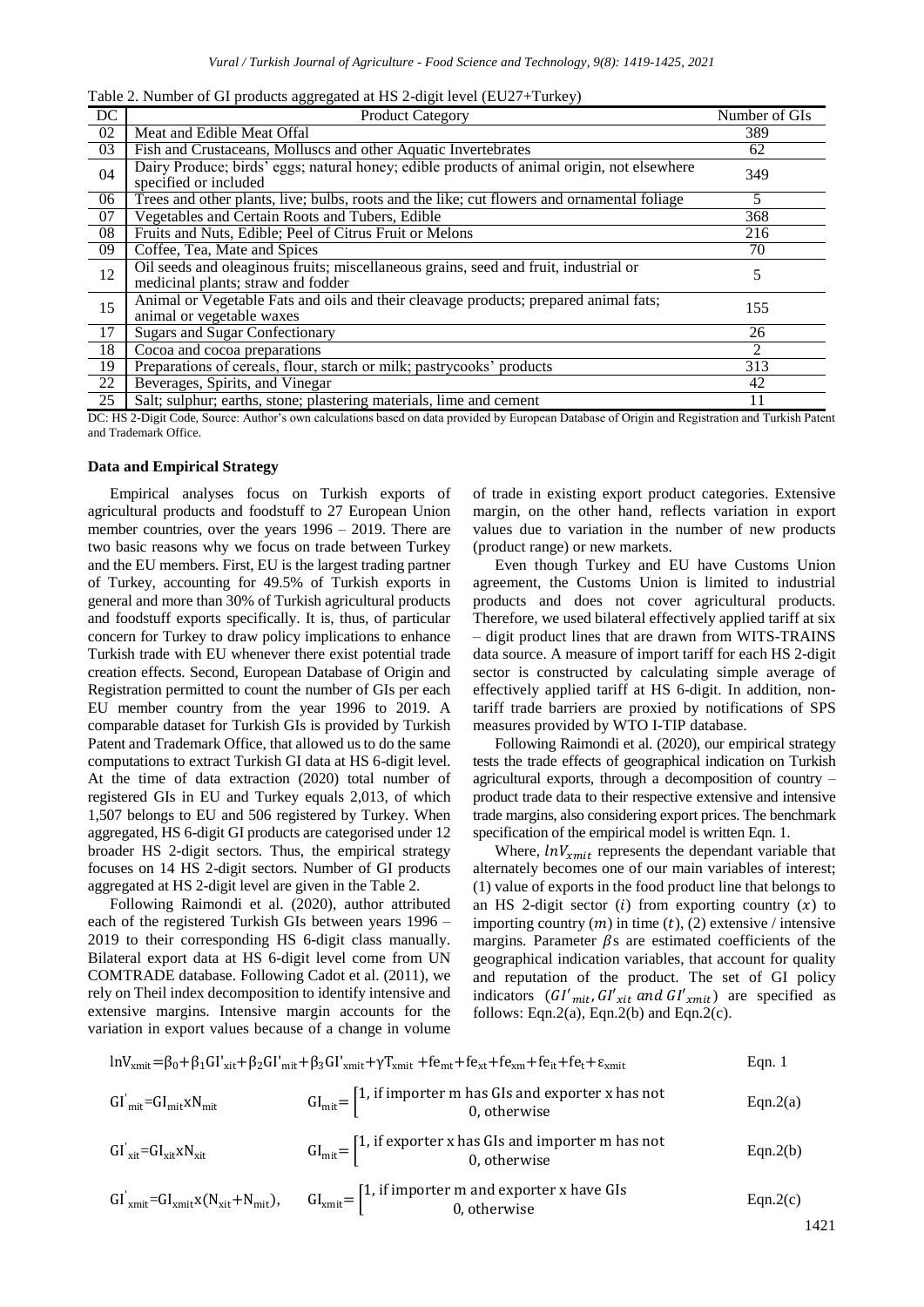Table 2. Number of GI products aggregated at HS 2-digit level (EU27+Turkey)

| DC | Product Category | Number of GIs |
|---|---|---|
| 02 | Meat and Edible Meat Offal | 389 |
| 03 | Fish and Crustaceans, Molluscs and other Aquatic Invertebrates | 62 |
| 04 | Dairy Produce; birds' eggs; natural honey; edible products of animal origin, not elsewhere specified or included | 349 |
| 06 | Trees and other plants, live; bulbs, roots and the like; cut flowers and ornamental foliage | 5 |
| 07 | Vegetables and Certain Roots and Tubers, Edible | 368 |
| 08 | Fruits and Nuts, Edible; Peel of Citrus Fruit or Melons | 216 |
| 09 | Coffee, Tea, Mate and Spices | 70 |
| 12 | Oil seeds and oleaginous fruits; miscellaneous grains, seed and fruit, industrial or medicinal plants; straw and fodder | 5 |
| 15 | Animal or Vegetable Fats and oils and their cleavage products; prepared animal fats; animal or vegetable waxes | 155 |
| 17 | Sugars and Sugar Confectionary | 26 |
| 18 | Cocoa and cocoa preparations | 2 |
| 19 | Preparations of cereals, flour, starch or milk; pastrycooks' products | 313 |
| 22 | Beverages, Spirits, and Vinegar | 42 |
| 25 | Salt; sulphur; earths, stone; plastering materials, lime and cement | 11 |

DC: HS 2-Digit Code, Source: Author's own calculations based on data provided by European Database of Origin and Registration and Turkish Patent and Trademark Office.

### Data and Empirical Strategy

Empirical analyses focus on Turkish exports of agricultural products and foodstuff to 27 European Union member countries, over the years 1996 – 2019. There are two basic reasons why we focus on trade between Turkey and the EU members. First, EU is the largest trading partner of Turkey, accounting for 49.5% of Turkish exports in general and more than 30% of Turkish agricultural products and foodstuff exports specifically. It is, thus, of particular concern for Turkey to draw policy implications to enhance Turkish trade with EU whenever there exist potential trade creation effects. Second, European Database of Origin and Registration permitted to count the number of GIs per each EU member country from the year 1996 to 2019. A comparable dataset for Turkish GIs is provided by Turkish Patent and Trademark Office, that allowed us to do the same computations to extract Turkish GI data at HS 6-digit level. At the time of data extraction (2020) total number of registered GIs in EU and Turkey equals 2,013, of which 1,507 belongs to EU and 506 registered by Turkey. When aggregated, HS 6-digit GI products are categorised under 12 broader HS 2-digit sectors. Thus, the empirical strategy focuses on 14 HS 2-digit sectors. Number of GI products aggregated at HS 2-digit level are given in the Table 2.

Following Raimondi et al. (2020), author attributed each of the registered Turkish GIs between years 1996 – 2019 to their corresponding HS 6-digit class manually. Bilateral export data at HS 6-digit level come from UN COMTRADE database. Following Cadot et al. (2011), we rely on Theil index decomposition to identify intensive and extensive margins. Intensive margin accounts for the variation in export values because of a change in volume of trade in existing export product categories. Extensive margin, on the other hand, reflects variation in export values due to variation in the number of new products (product range) or new markets.

Even though Turkey and EU have Customs Union agreement, the Customs Union is limited to industrial products and does not cover agricultural products. Therefore, we used bilateral effectively applied tariff at six – digit product lines that are drawn from WITS-TRAINS data source. A measure of import tariff for each HS 2-digit sector is constructed by calculating simple average of effectively applied tariff at HS 6-digit. In addition, non-tariff trade barriers are proxied by notifications of SPS measures provided by WTO I-TIP database.

Following Raimondi et al. (2020), our empirical strategy tests the trade effects of geographical indication on Turkish agricultural exports, through a decomposition of country – product trade data to their respective extensive and intensive trade margins, also considering export prices. The benchmark specification of the empirical model is written Eqn. 1.

Where, $lnV_{xmit}$ represents the dependant variable that alternately becomes one of our main variables of interest; (1) value of exports in the food product line that belongs to an HS 2-digit sector ($i$) from exporting country ($x$) to importing country ($m$) in time ($t$), (2) extensive / intensive margins. Parameter $\beta$s are estimated coefficients of the geographical indication variables, that account for quality and reputation of the product. The set of GI policy indicators ($GI'_{mit}, GI'_{xit}$ and $GI'_{xmit}$) are specified as follows: Eqn.2(a), Eqn.2(b) and Eqn.2(c).

$$\ln V_{xmit} = \beta_0 + \beta_1 GI'_{xit} + \beta_2 GI'_{mit} + \beta_3 GI'_{xmit} + \gamma T_{xmit} + fe_{mt} + fe_{xt} + fe_{xm} + fe_{it} + fe_t + \varepsilon_{xmit} \qquad \text{Eqn. 1}$$

$$GI'_{mit} = GI_{mit} x N_{mit} \qquad GI_{mit} = \begin{cases} 1, \text{ if importer m has GIs and exporter x has not} \\ 0, \text{ otherwise} \end{cases} \qquad \text{Eqn.2(a)}$$

$$GI'_{xit} = GI_{xit} x N_{xit} \qquad GI_{mit} = \begin{cases} 1, \text{ if exporter x has GIs and importer m has not} \\ 0, \text{ otherwise} \end{cases} \qquad \text{Eqn.2(b)}$$

$$GI'_{xmit} = GI_{xmit} x (N_{xit} + N_{mit}), \qquad GI_{xmit} = \begin{cases} 1, \text{ if importer m and exporter x have GIs} \\ 0, \text{ otherwise} \end{cases} \qquad \text{Eqn.2(c)}$$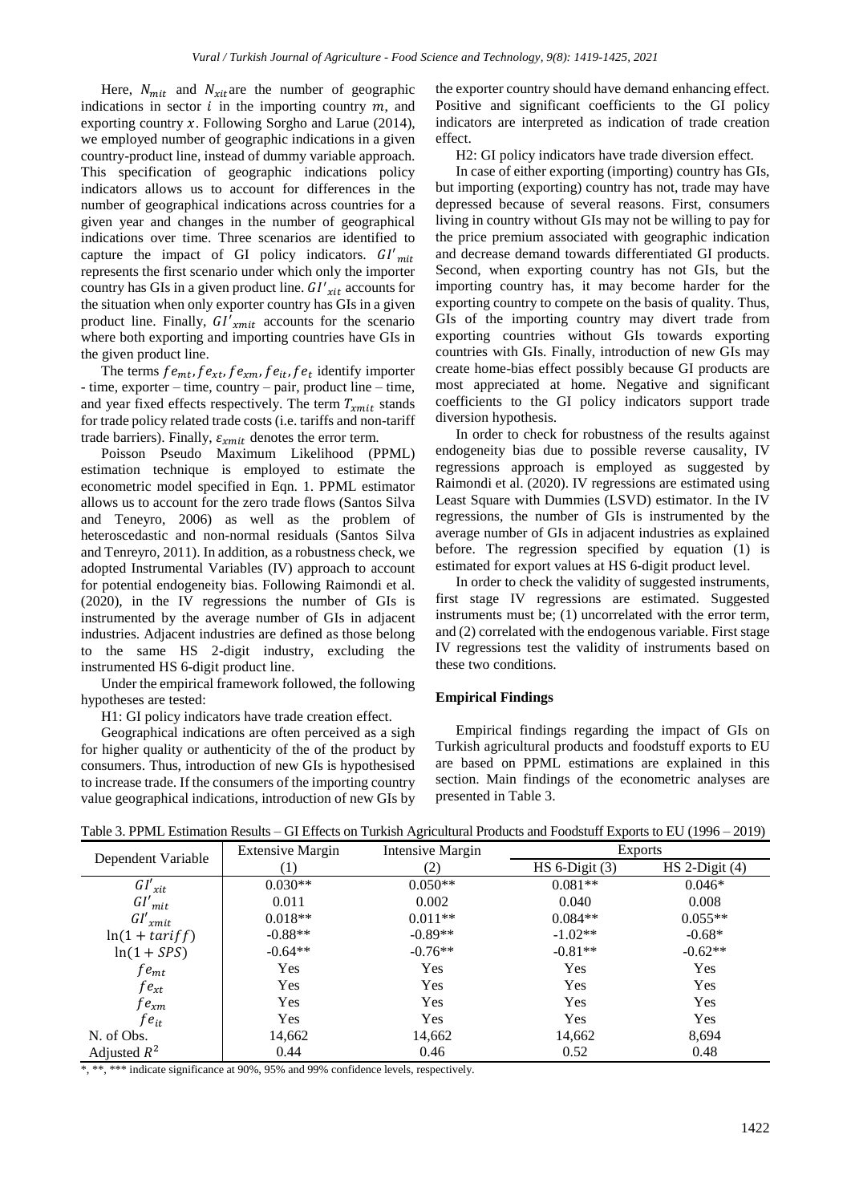Here, $N_{mit}$ and $N_{xit}$ are the number of geographic indications in sector $i$ in the importing country $m$, and exporting country $x$. Following Sorgho and Larue (2014), we employed number of geographic indications in a given country-product line, instead of dummy variable approach. This specification of geographic indications policy indicators allows us to account for differences in the number of geographical indications across countries for a given year and changes in the number of geographical indications over time. Three scenarios are identified to capture the impact of GI policy indicators. $GI'_{mit}$ represents the first scenario under which only the importer country has GIs in a given product line. $GI'_{xit}$ accounts for the situation when only exporter country has GIs in a given product line. Finally, $GI'_{xmit}$ accounts for the scenario where both exporting and importing countries have GIs in the given product line.

The terms $fe_{mt}, fe_{xt}, fe_{xm}, fe_{it}, fe_{t}$ identify importer - time, exporter – time, country – pair, product line – time, and year fixed effects respectively. The term $T_{xmit}$ stands for trade policy related trade costs (i.e. tariffs and non-tariff trade barriers). Finally, $\varepsilon_{xmit}$ denotes the error term.

Poisson Pseudo Maximum Likelihood (PPML) estimation technique is employed to estimate the econometric model specified in Eqn. 1. PPML estimator allows us to account for the zero trade flows (Santos Silva and Teneyro, 2006) as well as the problem of heteroscedastic and non-normal residuals (Santos Silva and Tenreyro, 2011). In addition, as a robustness check, we adopted Instrumental Variables (IV) approach to account for potential endogeneity bias. Following Raimondi et al. (2020), in the IV regressions the number of GIs is instrumented by the average number of GIs in adjacent industries. Adjacent industries are defined as those belong to the same HS 2-digit industry, excluding the instrumented HS 6-digit product line.

Under the empirical framework followed, the following hypotheses are tested:

H1: GI policy indicators have trade creation effect.

Geographical indications are often perceived as a sigh for higher quality or authenticity of the of the product by consumers. Thus, introduction of new GIs is hypothesised to increase trade. If the consumers of the importing country value geographical indications, introduction of new GIs by the exporter country should have demand enhancing effect. Positive and significant coefficients to the GI policy indicators are interpreted as indication of trade creation effect.

H2: GI policy indicators have trade diversion effect.

In case of either exporting (importing) country has GIs, but importing (exporting) country has not, trade may have depressed because of several reasons. First, consumers living in country without GIs may not be willing to pay for the price premium associated with geographic indication and decrease demand towards differentiated GI products. Second, when exporting country has not GIs, but the importing country has, it may become harder for the exporting country to compete on the basis of quality. Thus, GIs of the importing country may divert trade from exporting countries without GIs towards exporting countries with GIs. Finally, introduction of new GIs may create home-bias effect possibly because GI products are most appreciated at home. Negative and significant coefficients to the GI policy indicators support trade diversion hypothesis.

In order to check for robustness of the results against endogeneity bias due to possible reverse causality, IV regressions approach is employed as suggested by Raimondi et al. (2020). IV regressions are estimated using Least Square with Dummies (LSVD) estimator. In the IV regressions, the number of GIs is instrumented by the average number of GIs in adjacent industries as explained before. The regression specified by equation (1) is estimated for export values at HS 6-digit product level.

In order to check the validity of suggested instruments, first stage IV regressions are estimated. Suggested instruments must be; (1) uncorrelated with the error term, and (2) correlated with the endogenous variable. First stage IV regressions test the validity of instruments based on these two conditions.

## Empirical Findings

Empirical findings regarding the impact of GIs on Turkish agricultural products and foodstuff exports to EU are based on PPML estimations are explained in this section. Main findings of the econometric analyses are presented in Table 3.

Table 3. PPML Estimation Results – GI Effects on Turkish Agricultural Products and Foodstuff Exports to EU (1996 – 2019)

| Dependent Variable | Extensive Margin | Intensive Margin | Exports | |
|---|---|---|---|---|
| | (1) | (2) | HS 6-Digit (3) | HS 2-Digit (4) |
| $GI'_{xit}$ | 0.030** | 0.050** | 0.081** | 0.046* |
| $GI'_{mit}$ | 0.011 | 0.002 | 0.040 | 0.008 |
| $GI'_{xmit}$ | 0.018** | 0.011** | 0.084** | 0.055** |
| $\ln(1+tariff)$ | -0.88** | -0.89** | -1.02** | -0.68* |
| $\ln(1+SPS)$ | -0.64** | -0.76** | -0.81** | -0.62** |
| $fe_{mt}$ | Yes | Yes | Yes | Yes |
| $fe_{xt}$ | Yes | Yes | Yes | Yes |
| $fe_{xm}$ | Yes | Yes | Yes | Yes |
| $fe_{it}$ | Yes | Yes | Yes | Yes |
| N. of Obs. | 14,662 | 14,662 | 14,662 | 8,694 |
| Adjusted $R^2$ | 0.44 | 0.46 | 0.52 | 0.48 |

*, **, *** indicate significance at 90%, 95% and 99% confidence levels, respectively.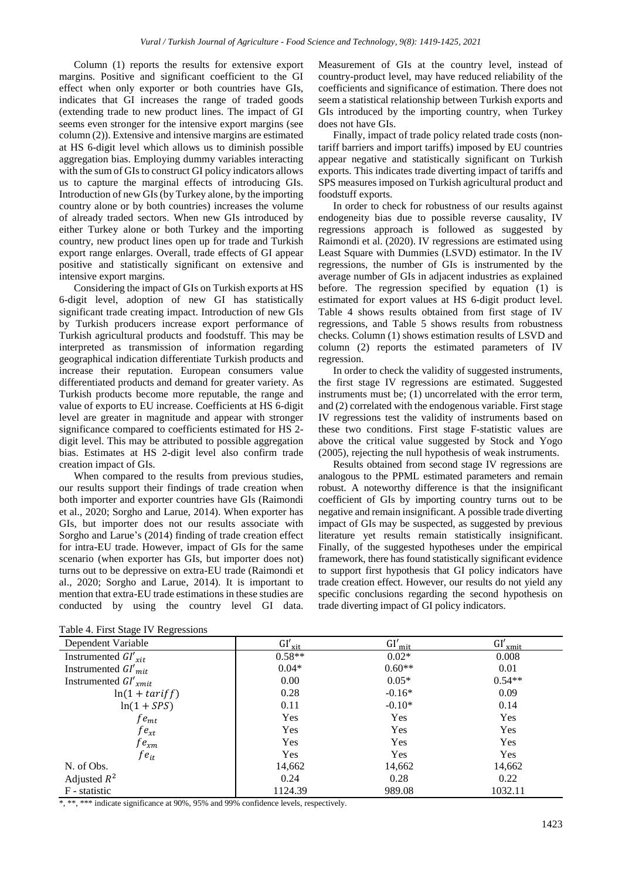Column (1) reports the results for extensive export margins. Positive and significant coefficient to the GI effect when only exporter or both countries have GIs, indicates that GI increases the range of traded goods (extending trade to new product lines. The impact of GI seems even stronger for the intensive export margins (see column (2)). Extensive and intensive margins are estimated at HS 6-digit level which allows us to diminish possible aggregation bias. Employing dummy variables interacting with the sum of GIs to construct GI policy indicators allows us to capture the marginal effects of introducing GIs. Introduction of new GIs (by Turkey alone, by the importing country alone or by both countries) increases the volume of already traded sectors. When new GIs introduced by either Turkey alone or both Turkey and the importing country, new product lines open up for trade and Turkish export range enlarges. Overall, trade effects of GI appear positive and statistically significant on extensive and intensive export margins.

Considering the impact of GIs on Turkish exports at HS 6-digit level, adoption of new GI has statistically significant trade creating impact. Introduction of new GIs by Turkish producers increase export performance of Turkish agricultural products and foodstuff. This may be interpreted as transmission of information regarding geographical indication differentiate Turkish products and increase their reputation. European consumers value differentiated products and demand for greater variety. As Turkish products become more reputable, the range and value of exports to EU increase. Coefficients at HS 6-digit level are greater in magnitude and appear with stronger significance compared to coefficients estimated for HS 2-digit level. This may be attributed to possible aggregation bias. Estimates at HS 2-digit level also confirm trade creation impact of GIs.

When compared to the results from previous studies, our results support their findings of trade creation when both importer and exporter countries have GIs (Raimondi et al., 2020; Sorgho and Larue, 2014). When exporter has GIs, but importer does not our results associate with Sorgho and Larue's (2014) finding of trade creation effect for intra-EU trade. However, impact of GIs for the same scenario (when exporter has GIs, but importer does not) turns out to be depressive on extra-EU trade (Raimondi et al., 2020; Sorgho and Larue, 2014). It is important to mention that extra-EU trade estimations in these studies are conducted by using the country level GI data. Measurement of GIs at the country level, instead of country-product level, may have reduced reliability of the coefficients and significance of estimation. There does not seem a statistical relationship between Turkish exports and GIs introduced by the importing country, when Turkey does not have GIs.

Finally, impact of trade policy related trade costs (non-tariff barriers and import tariffs) imposed by EU countries appear negative and statistically significant on Turkish exports. This indicates trade diverting impact of tariffs and SPS measures imposed on Turkish agricultural product and foodstuff exports.

In order to check for robustness of our results against endogeneity bias due to possible reverse causality, IV regressions approach is followed as suggested by Raimondi et al. (2020). IV regressions are estimated using Least Square with Dummies (LSVD) estimator. In the IV regressions, the number of GIs is instrumented by the average number of GIs in adjacent industries as explained before. The regression specified by equation (1) is estimated for export values at HS 6-digit product level. Table 4 shows results obtained from first stage of IV regressions, and Table 5 shows results from robustness checks. Column (1) shows estimation results of LSVD and column (2) reports the estimated parameters of IV regression.

In order to check the validity of suggested instruments, the first stage IV regressions are estimated. Suggested instruments must be; (1) uncorrelated with the error term, and (2) correlated with the endogenous variable. First stage IV regressions test the validity of instruments based on these two conditions. First stage F-statistic values are above the critical value suggested by Stock and Yogo (2005), rejecting the null hypothesis of weak instruments.

Results obtained from second stage IV regressions are analogous to the PPML estimated parameters and remain robust. A noteworthy difference is that the insignificant coefficient of GIs by importing country turns out to be negative and remain insignificant. A possible trade diverting impact of GIs may be suspected, as suggested by previous literature yet results remain statistically insignificant. Finally, of the suggested hypotheses under the empirical framework, there has found statistically significant evidence to support first hypothesis that GI policy indicators have trade creation effect. However, our results do not yield any specific conclusions regarding the second hypothesis on trade diverting impact of GI policy indicators.

Table 4. First Stage IV Regressions

| Dependent Variable | $GI'_{xit}$ | $GI'_{mit}$ | $GI'_{xmit}$ |
|---|---|---|---|
| Instrumented $GI'_{xit}$ | 0.58** | 0.02* | 0.008 |
| Instrumented $GI'_{mit}$ | 0.04* | 0.60** | 0.01 |
| Instrumented $GI'_{xmit}$ | 0.00 | 0.05* | 0.54** |
| $\ln(1 + tariff)$ | 0.28 | -0.16* | 0.09 |
| $\ln(1 + SPS)$ | 0.11 | -0.10* | 0.14 |
| $fe_{mt}$ | Yes | Yes | Yes |
| $fe_{xt}$ | Yes | Yes | Yes |
| $fe_{xm}$ | Yes | Yes | Yes |
| $fe_{it}$ | Yes | Yes | Yes |
| N. of Obs. | 14,662 | 14,662 | 14,662 |
| Adjusted $R^2$ | 0.24 | 0.28 | 0.22 |
| F - statistic | 1124.39 | 989.08 | 1032.11 |

*, **, *** indicate significance at 90%, 95% and 99% confidence levels, respectively.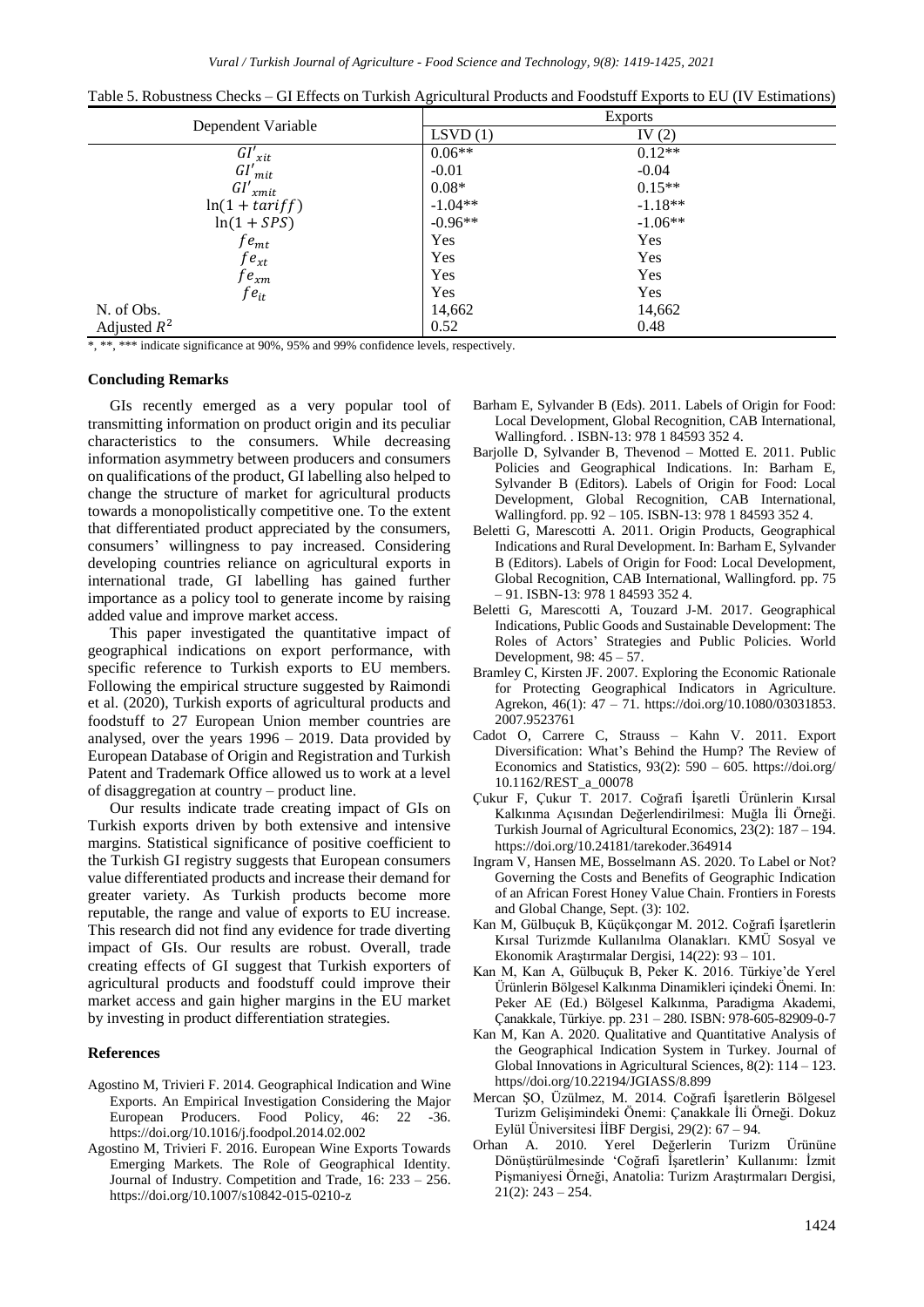Table 5. Robustness Checks – GI Effects on Turkish Agricultural Products and Foodstuff Exports to EU (IV Estimations)

| Dependent Variable | Exports | |
|---|---|---|
| | LSVD (1) | IV (2) |
| $GI'_{xit}$ | 0.06** | 0.12** |
| $GI'_{mit}$ | -0.01 | -0.04 |
| $GI'_{xmit}$ | 0.08* | 0.15** |
| $\ln(1 + tariff)$ | -1.04** | -1.18** |
| $\ln(1 + SPS)$ | -0.96** | -1.06** |
| $fe_{mt}$ | Yes | Yes |
| $fe_{xt}$ | Yes | Yes |
| $fe_{xm}$ | Yes | Yes |
| $fe_{it}$ | Yes | Yes |
| N. of Obs. | 14,662 | 14,662 |
| Adjusted $R^2$ | 0.52 | 0.48 |

*, **, *** indicate significance at 90%, 95% and 99% confidence levels, respectively.

**Concluding Remarks**

GIs recently emerged as a very popular tool of transmitting information on product origin and its peculiar characteristics to the consumers. While decreasing information asymmetry between producers and consumers on qualifications of the product, GI labelling also helped to change the structure of market for agricultural products towards a monopolistically competitive one. To the extent that differentiated product appreciated by the consumers, consumers' willingness to pay increased. Considering developing countries reliance on agricultural exports in international trade, GI labelling has gained further importance as a policy tool to generate income by raising added value and improve market access.

This paper investigated the quantitative impact of geographical indications on export performance, with specific reference to Turkish exports to EU members. Following the empirical structure suggested by Raimondi et al. (2020), Turkish exports of agricultural products and foodstuff to 27 European Union member countries are analysed, over the years 1996 – 2019. Data provided by European Database of Origin and Registration and Turkish Patent and Trademark Office allowed us to work at a level of disaggregation at country – product line.

Our results indicate trade creating impact of GIs on Turkish exports driven by both extensive and intensive margins. Statistical significance of positive coefficient to the Turkish GI registry suggests that European consumers value differentiated products and increase their demand for greater variety. As Turkish products become more reputable, the range and value of exports to EU increase. This research did not find any evidence for trade diverting impact of GIs. Our results are robust. Overall, trade creating effects of GI suggest that Turkish exporters of agricultural products and foodstuff could improve their market access and gain higher margins in the EU market by investing in product differentiation strategies.

**References**

Agostino M, Trivieri F. 2014. Geographical Indication and Wine Exports. An Empirical Investigation Considering the Major European Producers. Food Policy, 46: 22 -36. https://doi.org/10.1016/j.foodpol.2014.02.002

Agostino M, Trivieri F. 2016. European Wine Exports Towards Emerging Markets. The Role of Geographical Identity. Journal of Industry. Competition and Trade, 16: 233 – 256. https://doi.org/10.1007/s10842-015-0210-z

Barham E, Sylvander B (Eds). 2011. Labels of Origin for Food: Local Development, Global Recognition, CAB International, Wallingford. . ISBN-13: 978 1 84593 352 4.

Barjolle D, Sylvander B, Thevenod – Motted E. 2011. Public Policies and Geographical Indications. In: Barham E, Sylvander B (Editors). Labels of Origin for Food: Local Development, Global Recognition, CAB International, Wallingford. pp. 92 – 105. ISBN-13: 978 1 84593 352 4.

Beletti G, Marescotti A. 2011. Origin Products, Geographical Indications and Rural Development. In: Barham E, Sylvander B (Editors). Labels of Origin for Food: Local Development, Global Recognition, CAB International, Wallingford. pp. 75 – 91. ISBN-13: 978 1 84593 352 4.

Beletti G, Marescotti A, Touzard J-M. 2017. Geographical Indications, Public Goods and Sustainable Development: The Roles of Actors' Strategies and Public Policies. World Development, 98: 45 – 57.

Bramley C, Kirsten JF. 2007. Exploring the Economic Rationale for Protecting Geographical Indicators in Agriculture. Agrekon, 46(1): 47 – 71. https://doi.org/10.1080/03031853.2007.9523761

Cadot O, Carrere C, Strauss – Kahn V. 2011. Export Diversification: What's Behind the Hump? The Review of Economics and Statistics, 93(2): 590 – 605. https://doi.org/10.1162/REST_a_00078

Çukur F, Çukur T. 2017. Coğrafi İşaretli Ürünlerin Kırsal Kalkınma Açısından Değerlendirilmesi: Muğla İli Örneği. Turkish Journal of Agricultural Economics, 23(2): 187 – 194. https://doi.org/10.24181/tarekoder.364914

Ingram V, Hansen ME, Bosselmann AS. 2020. To Label or Not? Governing the Costs and Benefits of Geographic Indication of an African Forest Honey Value Chain. Frontiers in Forests and Global Change, Sept. (3): 102.

Kan M, Gülbuçuk B, Küçükçongar M. 2012. Coğrafi İşaretlerin Kırsal Turizmde Kullanılma Olanakları. KMÜ Sosyal ve Ekonomik Araştırmalar Dergisi, 14(22): 93 – 101.

Kan M, Kan A, Gülbuçuk B, Peker K. 2016. Türkiye'de Yerel Ürünlerin Bölgesel Kalkınma Dinamikleri içindeki Önemi. In: Peker AE (Ed.) Bölgesel Kalkınma, Paradigma Akademi, Çanakkale, Türkiye. pp. 231 – 280. ISBN: 978-605-82909-0-7

Kan M, Kan A. 2020. Qualitative and Quantitative Analysis of the Geographical Indication System in Turkey. Journal of Global Innovations in Agricultural Sciences, 8(2): 114 – 123. https//doi.org/10.22194/JGIASS/8.899

Mercan ŞO, Üzülmez, M. 2014. Coğrafi İşaretlerin Bölgesel Turizm Gelişimindeki Önemi: Çanakkale İli Örneği. Dokuz Eylül Üniversitesi İİBF Dergisi, 29(2): 67 – 94.

Orhan A. 2010. Yerel Değerlerin Turizm Ürününe Dönüştürülmesinde 'Coğrafi İşaretlerin' Kullanımı: İzmit Pişmaniyesi Örneği, Anatolia: Turizm Araştırmaları Dergisi, 21(2): 243 – 254.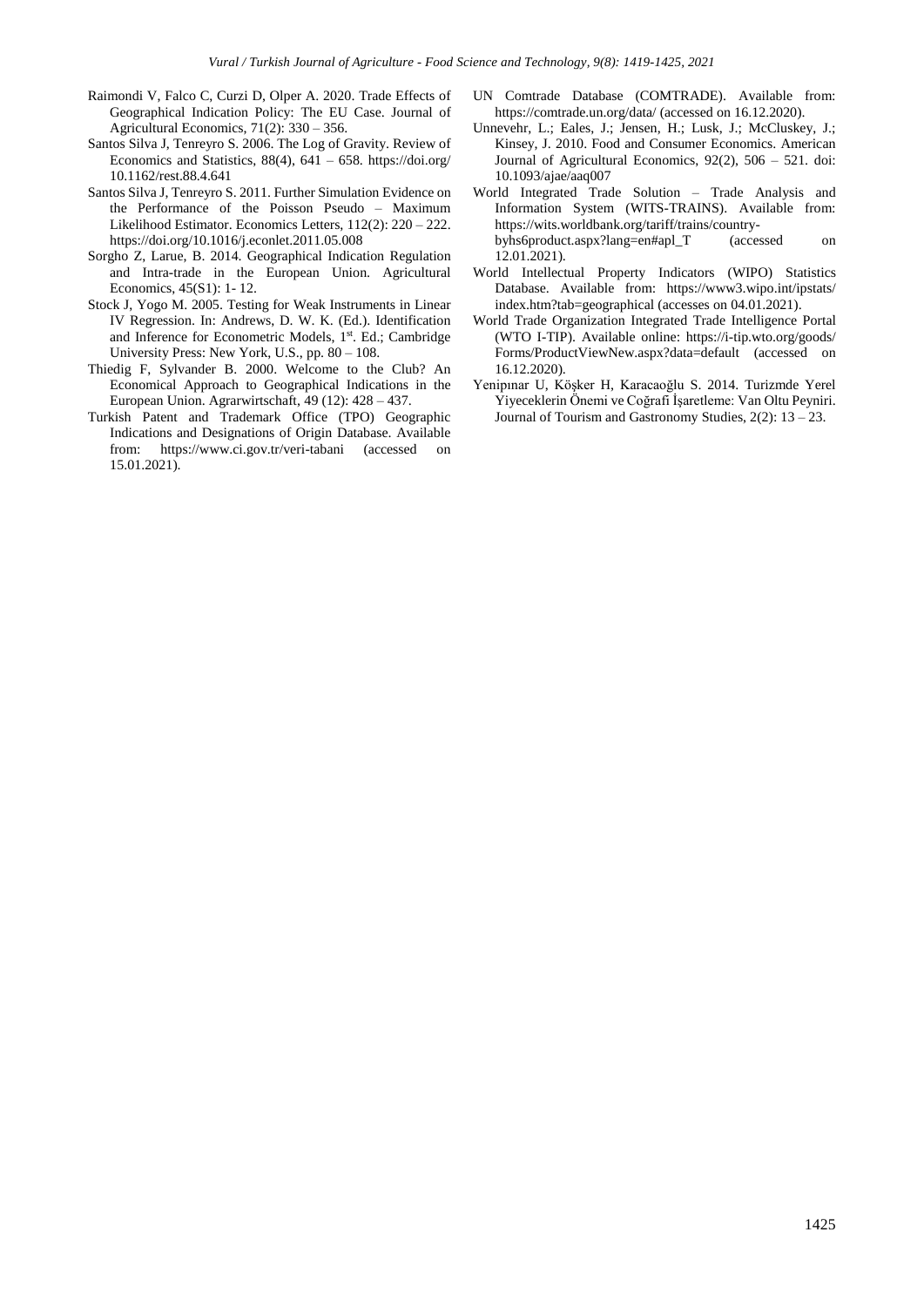Raimondi V, Falco C, Curzi D, Olper A. 2020. Trade Effects of Geographical Indication Policy: The EU Case. Journal of Agricultural Economics, 71(2): 330 – 356.

Santos Silva J, Tenreyro S. 2006. The Log of Gravity. Review of Economics and Statistics, 88(4), 641 – 658. https://doi.org/10.1162/rest.88.4.641

Santos Silva J, Tenreyro S. 2011. Further Simulation Evidence on the Performance of the Poisson Pseudo – Maximum Likelihood Estimator. Economics Letters, 112(2): 220 – 222. https://doi.org/10.1016/j.econlet.2011.05.008

Sorgho Z, Larue, B. 2014. Geographical Indication Regulation and Intra-trade in the European Union. Agricultural Economics, 45(S1): 1- 12.

Stock J, Yogo M. 2005. Testing for Weak Instruments in Linear IV Regression. In: Andrews, D. W. K. (Ed.). Identification and Inference for Econometric Models, 1st. Ed.; Cambridge University Press: New York, U.S., pp. 80 – 108.

Thiedig F, Sylvander B. 2000. Welcome to the Club? An Economical Approach to Geographical Indications in the European Union. Agrarwirtschaft, 49 (12): 428 – 437.

Turkish Patent and Trademark Office (TPO) Geographic Indications and Designations of Origin Database. Available from: https://www.ci.gov.tr/veri-tabani (accessed on 15.01.2021).

UN Comtrade Database (COMTRADE). Available from: https://comtrade.un.org/data/ (accessed on 16.12.2020).

Unnevehr, L.; Eales, J.; Jensen, H.; Lusk, J.; McCluskey, J.; Kinsey, J. 2010. Food and Consumer Economics. American Journal of Agricultural Economics, 92(2), 506 – 521. doi: 10.1093/ajae/aaq007

World Integrated Trade Solution – Trade Analysis and Information System (WITS-TRAINS). Available from: https://wits.worldbank.org/tariff/trains/country-byhs6product.aspx?lang=en#apl_T (accessed on 12.01.2021).

World Intellectual Property Indicators (WIPO) Statistics Database. Available from: https://www3.wipo.int/ipstats/index.htm?tab=geographical (accesses on 04.01.2021).

World Trade Organization Integrated Trade Intelligence Portal (WTO I-TIP). Available online: https://i-tip.wto.org/goods/Forms/ProductViewNew.aspx?data=default (accessed on 16.12.2020).

Yenipınar U, Köşker H, Karacaoğlu S. 2014. Turizmde Yerel Yiyeceklerin Önemi ve Coğrafi İşaretleme: Van Oltu Peyniri. Journal of Tourism and Gastronomy Studies, 2(2): 13 – 23.